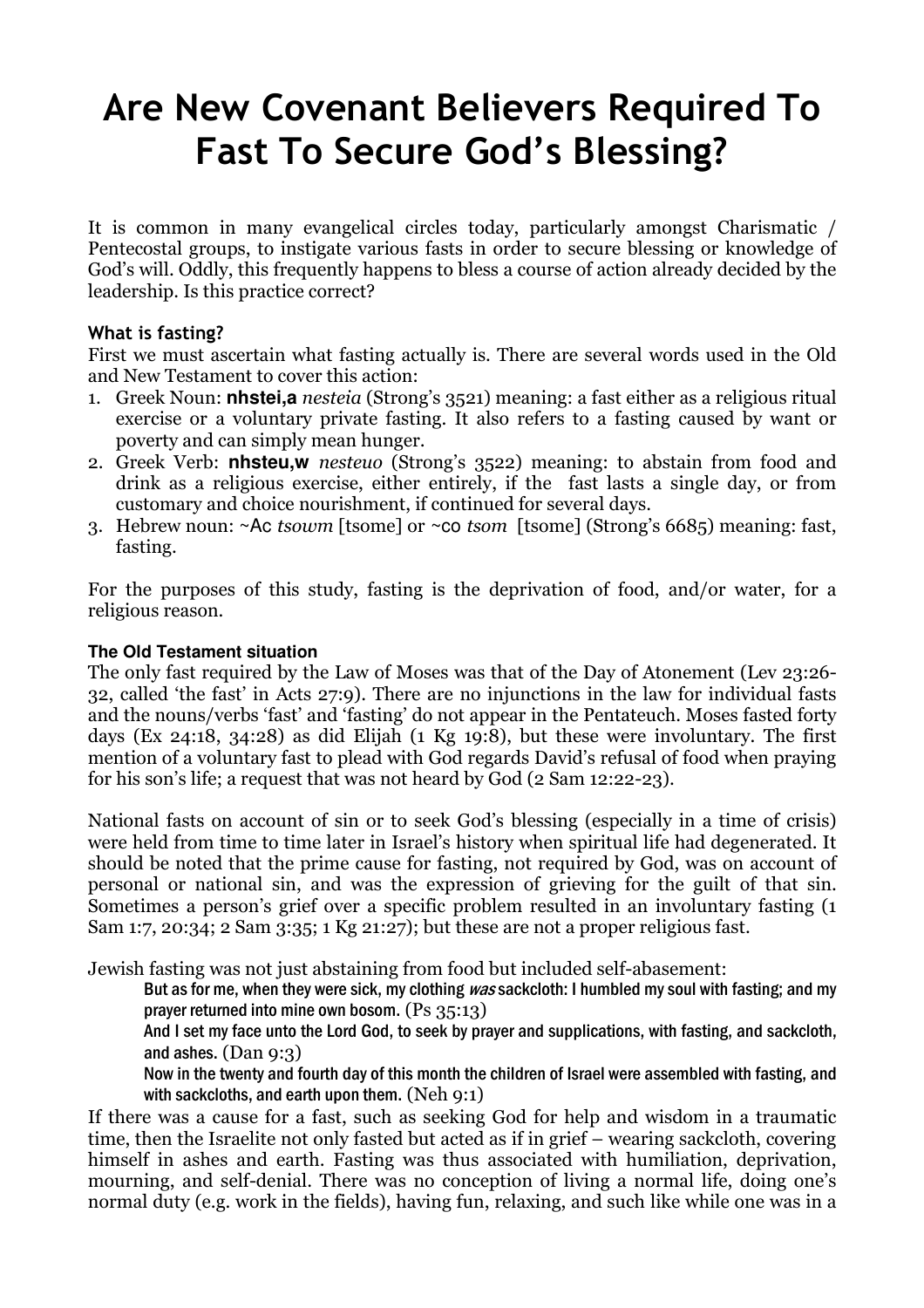# Are New Covenant Believers Required To Fast To Secure God's Blessing?

It is common in many evangelical circles today, particularly amongst Charismatic / Pentecostal groups, to instigate various fasts in order to secure blessing or knowledge of God's will. Oddly, this frequently happens to bless a course of action already decided by the leadership. Is this practice correct?

### What is fasting?

First we must ascertain what fasting actually is. There are several words used in the Old and New Testament to cover this action:

1. Greek Noun: **nhstei,a** *nesteia* (Strong's 3521) meaning: a fast either as a religious ritual exercise or a voluntary private fasting. It also refers to a fasting caused by want or poverty and can simply mean hunger.
2. Greek Verb: **nhsteu,w** *nesteuo* (Strong's 3522) meaning: to abstain from food and drink as a religious exercise, either entirely, if the fast lasts a single day, or from customary and choice nourishment, if continued for several days.
3. Hebrew noun: ~Ac *tsowm* [tsome] or ~co *tsom* [tsome] (Strong's 6685) meaning: fast, fasting.

For the purposes of this study, fasting is the deprivation of food, and/or water, for a religious reason.

### The Old Testament situation

The only fast required by the Law of Moses was that of the Day of Atonement (Lev 23:26-32, called 'the fast' in Acts 27:9). There are no injunctions in the law for individual fasts and the nouns/verbs 'fast' and 'fasting' do not appear in the Pentateuch. Moses fasted forty days (Ex 24:18, 34:28) as did Elijah (1 Kg 19:8), but these were involuntary. The first mention of a voluntary fast to plead with God regards David's refusal of food when praying for his son's life; a request that was not heard by God (2 Sam 12:22-23).

National fasts on account of sin or to seek God's blessing (especially in a time of crisis) were held from time to time later in Israel's history when spiritual life had degenerated. It should be noted that the prime cause for fasting, not required by God, was on account of personal or national sin, and was the expression of grieving for the guilt of that sin. Sometimes a person's grief over a specific problem resulted in an involuntary fasting (1 Sam 1:7, 20:34; 2 Sam 3:35; 1 Kg 21:27); but these are not a proper religious fast.

Jewish fasting was not just abstaining from food but included self-abasement:

> But as for me, when they were sick, my clothing *was* sackcloth: I humbled my soul with fasting; and my prayer returned into mine own bosom. (Ps 35:13)
>
> And I set my face unto the Lord God, to seek by prayer and supplications, with fasting, and sackcloth, and ashes. (Dan 9:3)
>
> Now in the twenty and fourth day of this month the children of Israel were assembled with fasting, and with sackcloths, and earth upon them. (Neh 9:1)

If there was a cause for a fast, such as seeking God for help and wisdom in a traumatic time, then the Israelite not only fasted but acted as if in grief – wearing sackcloth, covering himself in ashes and earth. Fasting was thus associated with humiliation, deprivation, mourning, and self-denial. There was no conception of living a normal life, doing one's normal duty (e.g. work in the fields), having fun, relaxing, and such like while one was in a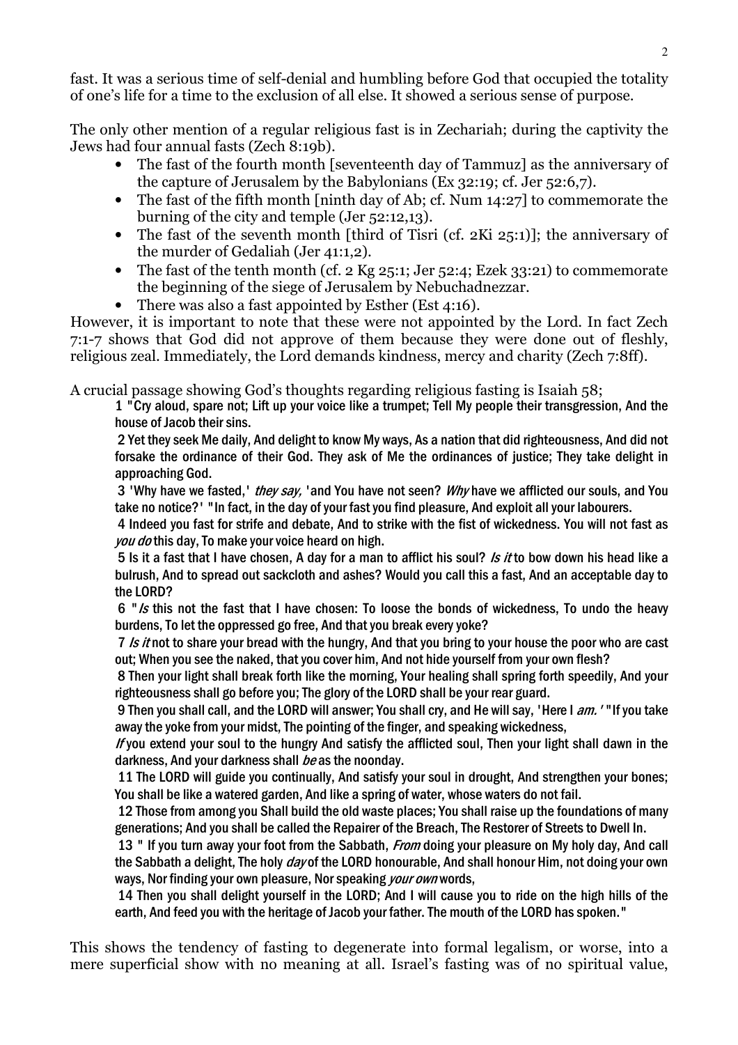fast. It was a serious time of self-denial and humbling before God that occupied the totality of one's life for a time to the exclusion of all else. It showed a serious sense of purpose.

The only other mention of a regular religious fast is in Zechariah; during the captivity the Jews had four annual fasts (Zech 8:19b).

- The fast of the fourth month [seventeenth day of Tammuz] as the anniversary of the capture of Jerusalem by the Babylonians (Ex 32:19; cf. Jer 52:6,7).
- The fast of the fifth month [ninth day of Ab; cf. Num 14:27] to commemorate the burning of the city and temple (Jer 52:12,13).
- The fast of the seventh month [third of Tisri (cf. 2Ki 25:1)]; the anniversary of the murder of Gedaliah (Jer 41:1,2).
- The fast of the tenth month (cf. 2 Kg 25:1; Jer 52:4; Ezek 33:21) to commemorate the beginning of the siege of Jerusalem by Nebuchadnezzar.
- There was also a fast appointed by Esther (Est 4:16).

However, it is important to note that these were not appointed by the Lord. In fact Zech 7:1-7 shows that God did not approve of them because they were done out of fleshly, religious zeal. Immediately, the Lord demands kindness, mercy and charity (Zech 7:8ff).

A crucial passage showing God's thoughts regarding religious fasting is Isaiah 58;

> 1 "Cry aloud, spare not; Lift up your voice like a trumpet; Tell My people their transgression, And the house of Jacob their sins.
>
> 2 Yet they seek Me daily, And delight to know My ways, As a nation that did righteousness, And did not forsake the ordinance of their God. They ask of Me the ordinances of justice; They take delight in approaching God.
>
> 3 'Why have we fasted,' *they say,* 'and You have not seen? *Why* have we afflicted our souls, and You take no notice?' "In fact, in the day of your fast you find pleasure, And exploit all your labourers.
>
> 4 Indeed you fast for strife and debate, And to strike with the fist of wickedness. You will not fast as *you do* this day, To make your voice heard on high.
>
> 5 Is it a fast that I have chosen, A day for a man to afflict his soul? *Is it* to bow down his head like a bulrush, And to spread out sackcloth and ashes? Would you call this a fast, And an acceptable day to the LORD?
>
> 6 "*Is* this not the fast that I have chosen: To loose the bonds of wickedness, To undo the heavy burdens, To let the oppressed go free, And that you break every yoke?
>
> 7 *Is it* not to share your bread with the hungry, And that you bring to your house the poor who are cast out; When you see the naked, that you cover him, And not hide yourself from your own flesh?
>
> 8 Then your light shall break forth like the morning, Your healing shall spring forth speedily, And your righteousness shall go before you; The glory of the LORD shall be your rear guard.
>
> 9 Then you shall call, and the LORD will answer; You shall cry, and He will say, 'Here I *am.*' "If you take away the yoke from your midst, The pointing of the finger, and speaking wickedness,
>
> *If* you extend your soul to the hungry And satisfy the afflicted soul, Then your light shall dawn in the darkness, And your darkness shall *be* as the noonday.
>
> 11 The LORD will guide you continually, And satisfy your soul in drought, And strengthen your bones; You shall be like a watered garden, And like a spring of water, whose waters do not fail.
>
> 12 Those from among you Shall build the old waste places; You shall raise up the foundations of many generations; And you shall be called the Repairer of the Breach, The Restorer of Streets to Dwell In.
>
> 13 " If you turn away your foot from the Sabbath, *From* doing your pleasure on My holy day, And call the Sabbath a delight, The holy *day* of the LORD honourable, And shall honour Him, not doing your own ways, Nor finding your own pleasure, Nor speaking *your own* words,
>
> 14 Then you shall delight yourself in the LORD; And I will cause you to ride on the high hills of the earth, And feed you with the heritage of Jacob your father. The mouth of the LORD has spoken."

This shows the tendency of fasting to degenerate into formal legalism, or worse, into a mere superficial show with no meaning at all. Israel's fasting was of no spiritual value,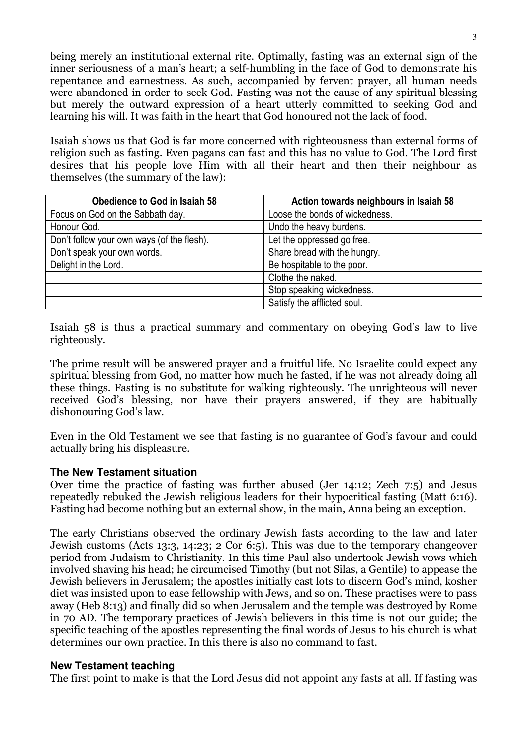being merely an institutional external rite. Optimally, fasting was an external sign of the inner seriousness of a man's heart; a self-humbling in the face of God to demonstrate his repentance and earnestness. As such, accompanied by fervent prayer, all human needs were abandoned in order to seek God. Fasting was not the cause of any spiritual blessing but merely the outward expression of a heart utterly committed to seeking God and learning his will. It was faith in the heart that God honoured not the lack of food.

Isaiah shows us that God is far more concerned with righteousness than external forms of religion such as fasting. Even pagans can fast and this has no value to God. The Lord first desires that his people love Him with all their heart and then their neighbour as themselves (the summary of the law):

| Obedience to God in Isaiah 58 | Action towards neighbours in Isaiah 58 |
|---|---|
| Focus on God on the Sabbath day. | Loose the bonds of wickedness. |
| Honour God. | Undo the heavy burdens. |
| Don't follow your own ways (of the flesh). | Let the oppressed go free. |
| Don't speak your own words. | Share bread with the hungry. |
| Delight in the Lord. | Be hospitable to the poor. |
| | Clothe the naked. |
| | Stop speaking wickedness. |
| | Satisfy the afflicted soul. |

Isaiah 58 is thus a practical summary and commentary on obeying God's law to live righteously.

The prime result will be answered prayer and a fruitful life. No Israelite could expect any spiritual blessing from God, no matter how much he fasted, if he was not already doing all these things. Fasting is no substitute for walking righteously. The unrighteous will never received God's blessing, nor have their prayers answered, if they are habitually dishonouring God's law.

Even in the Old Testament we see that fasting is no guarantee of God's favour and could actually bring his displeasure.

### The New Testament situation

Over time the practice of fasting was further abused (Jer 14:12; Zech 7:5) and Jesus repeatedly rebuked the Jewish religious leaders for their hypocritical fasting (Matt 6:16). Fasting had become nothing but an external show, in the main, Anna being an exception.

The early Christians observed the ordinary Jewish fasts according to the law and later Jewish customs (Acts 13:3, 14:23; 2 Cor 6:5). This was due to the temporary changeover period from Judaism to Christianity. In this time Paul also undertook Jewish vows which involved shaving his head; he circumcised Timothy (but not Silas, a Gentile) to appease the Jewish believers in Jerusalem; the apostles initially cast lots to discern God's mind, kosher diet was insisted upon to ease fellowship with Jews, and so on. These practises were to pass away (Heb 8:13) and finally did so when Jerusalem and the temple was destroyed by Rome in 70 AD. The temporary practices of Jewish believers in this time is not our guide; the specific teaching of the apostles representing the final words of Jesus to his church is what determines our own practice. In this there is also no command to fast.

### New Testament teaching

The first point to make is that the Lord Jesus did not appoint any fasts at all. If fasting was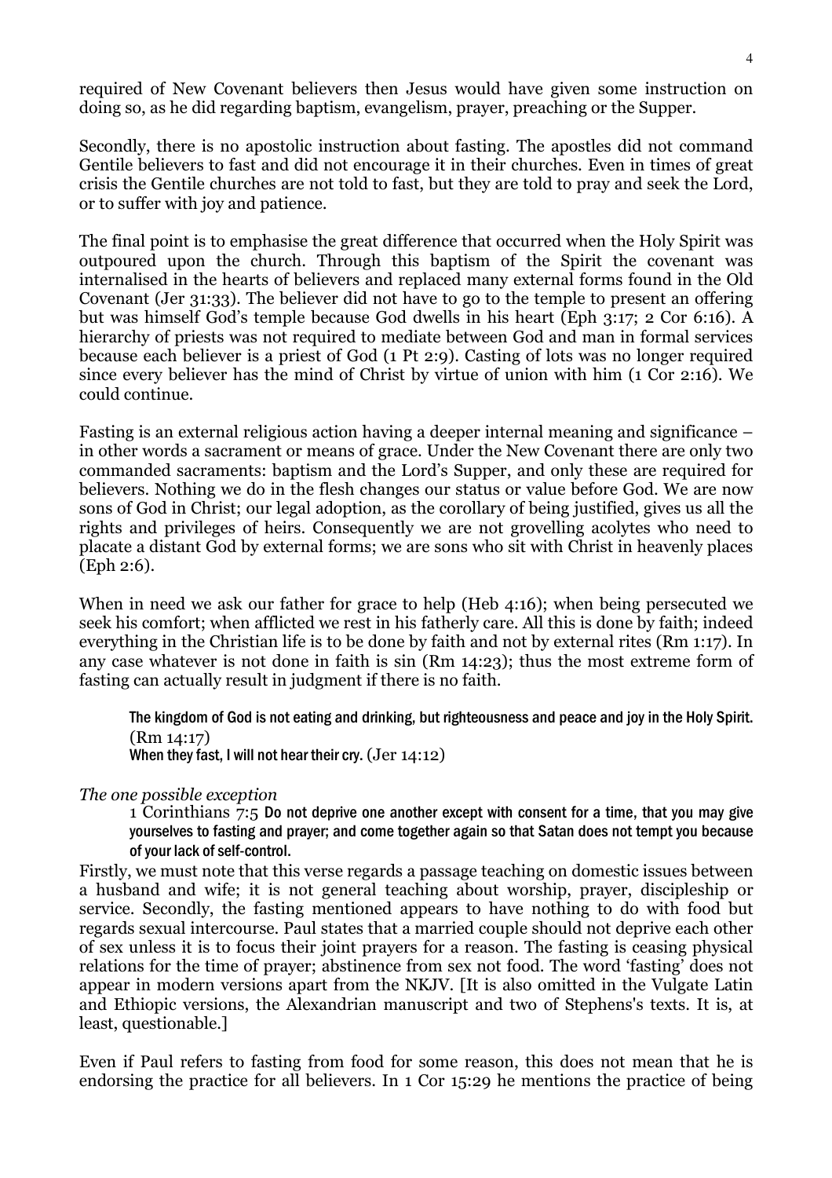required of New Covenant believers then Jesus would have given some instruction on doing so, as he did regarding baptism, evangelism, prayer, preaching or the Supper.

Secondly, there is no apostolic instruction about fasting. The apostles did not command Gentile believers to fast and did not encourage it in their churches. Even in times of great crisis the Gentile churches are not told to fast, but they are told to pray and seek the Lord, or to suffer with joy and patience.

The final point is to emphasise the great difference that occurred when the Holy Spirit was outpoured upon the church. Through this baptism of the Spirit the covenant was internalised in the hearts of believers and replaced many external forms found in the Old Covenant (Jer 31:33). The believer did not have to go to the temple to present an offering but was himself God's temple because God dwells in his heart (Eph 3:17; 2 Cor 6:16). A hierarchy of priests was not required to mediate between God and man in formal services because each believer is a priest of God (1 Pt 2:9). Casting of lots was no longer required since every believer has the mind of Christ by virtue of union with him (1 Cor 2:16). We could continue.

Fasting is an external religious action having a deeper internal meaning and significance – in other words a sacrament or means of grace. Under the New Covenant there are only two commanded sacraments: baptism and the Lord's Supper, and only these are required for believers. Nothing we do in the flesh changes our status or value before God. We are now sons of God in Christ; our legal adoption, as the corollary of being justified, gives us all the rights and privileges of heirs. Consequently we are not grovelling acolytes who need to placate a distant God by external forms; we are sons who sit with Christ in heavenly places (Eph 2:6).

When in need we ask our father for grace to help (Heb 4:16); when being persecuted we seek his comfort; when afflicted we rest in his fatherly care. All this is done by faith; indeed everything in the Christian life is to be done by faith and not by external rites (Rm 1:17). In any case whatever is not done in faith is sin (Rm 14:23); thus the most extreme form of fasting can actually result in judgment if there is no faith.

> The kingdom of God is not eating and drinking, but righteousness and peace and joy in the Holy Spirit. (Rm 14:17)
> When they fast, I will not hear their cry. (Jer 14:12)

*The one possible exception*

> 1 Corinthians 7:5 Do not deprive one another except with consent for a time, that you may give yourselves to fasting and prayer; and come together again so that Satan does not tempt you because of your lack of self-control.

Firstly, we must note that this verse regards a passage teaching on domestic issues between a husband and wife; it is not general teaching about worship, prayer, discipleship or service. Secondly, the fasting mentioned appears to have nothing to do with food but regards sexual intercourse. Paul states that a married couple should not deprive each other of sex unless it is to focus their joint prayers for a reason. The fasting is ceasing physical relations for the time of prayer; abstinence from sex not food. The word 'fasting' does not appear in modern versions apart from the NKJV. [It is also omitted in the Vulgate Latin and Ethiopic versions, the Alexandrian manuscript and two of Stephens's texts. It is, at least, questionable.]

Even if Paul refers to fasting from food for some reason, this does not mean that he is endorsing the practice for all believers. In 1 Cor 15:29 he mentions the practice of being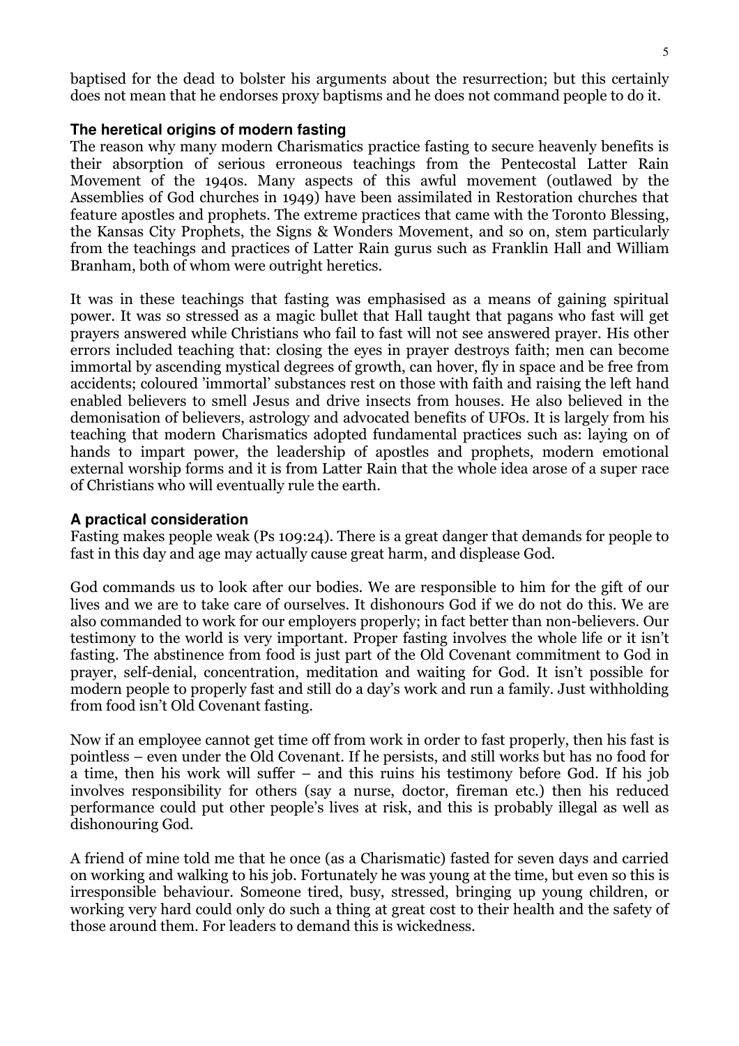baptised for the dead to bolster his arguments about the resurrection; but this certainly does not mean that he endorses proxy baptisms and he does not command people to do it.

### The heretical origins of modern fasting

The reason why many modern Charismatics practice fasting to secure heavenly benefits is their absorption of serious erroneous teachings from the Pentecostal Latter Rain Movement of the 1940s. Many aspects of this awful movement (outlawed by the Assemblies of God churches in 1949) have been assimilated in Restoration churches that feature apostles and prophets. The extreme practices that came with the Toronto Blessing, the Kansas City Prophets, the Signs & Wonders Movement, and so on, stem particularly from the teachings and practices of Latter Rain gurus such as Franklin Hall and William Branham, both of whom were outright heretics.

It was in these teachings that fasting was emphasised as a means of gaining spiritual power. It was so stressed as a magic bullet that Hall taught that pagans who fast will get prayers answered while Christians who fail to fast will not see answered prayer. His other errors included teaching that: closing the eyes in prayer destroys faith; men can become immortal by ascending mystical degrees of growth, can hover, fly in space and be free from accidents; coloured 'immortal' substances rest on those with faith and raising the left hand enabled believers to smell Jesus and drive insects from houses. He also believed in the demonisation of believers, astrology and advocated benefits of UFOs. It is largely from his teaching that modern Charismatics adopted fundamental practices such as: laying on of hands to impart power, the leadership of apostles and prophets, modern emotional external worship forms and it is from Latter Rain that the whole idea arose of a super race of Christians who will eventually rule the earth.

### A practical consideration

Fasting makes people weak (Ps 109:24). There is a great danger that demands for people to fast in this day and age may actually cause great harm, and displease God.

God commands us to look after our bodies. We are responsible to him for the gift of our lives and we are to take care of ourselves. It dishonours God if we do not do this. We are also commanded to work for our employers properly; in fact better than non-believers. Our testimony to the world is very important. Proper fasting involves the whole life or it isn't fasting. The abstinence from food is just part of the Old Covenant commitment to God in prayer, self-denial, concentration, meditation and waiting for God. It isn't possible for modern people to properly fast and still do a day's work and run a family. Just withholding from food isn't Old Covenant fasting.

Now if an employee cannot get time off from work in order to fast properly, then his fast is pointless – even under the Old Covenant. If he persists, and still works but has no food for a time, then his work will suffer – and this ruins his testimony before God. If his job involves responsibility for others (say a nurse, doctor, fireman etc.) then his reduced performance could put other people's lives at risk, and this is probably illegal as well as dishonouring God.

A friend of mine told me that he once (as a Charismatic) fasted for seven days and carried on working and walking to his job. Fortunately he was young at the time, but even so this is irresponsible behaviour. Someone tired, busy, stressed, bringing up young children, or working very hard could only do such a thing at great cost to their health and the safety of those around them. For leaders to demand this is wickedness.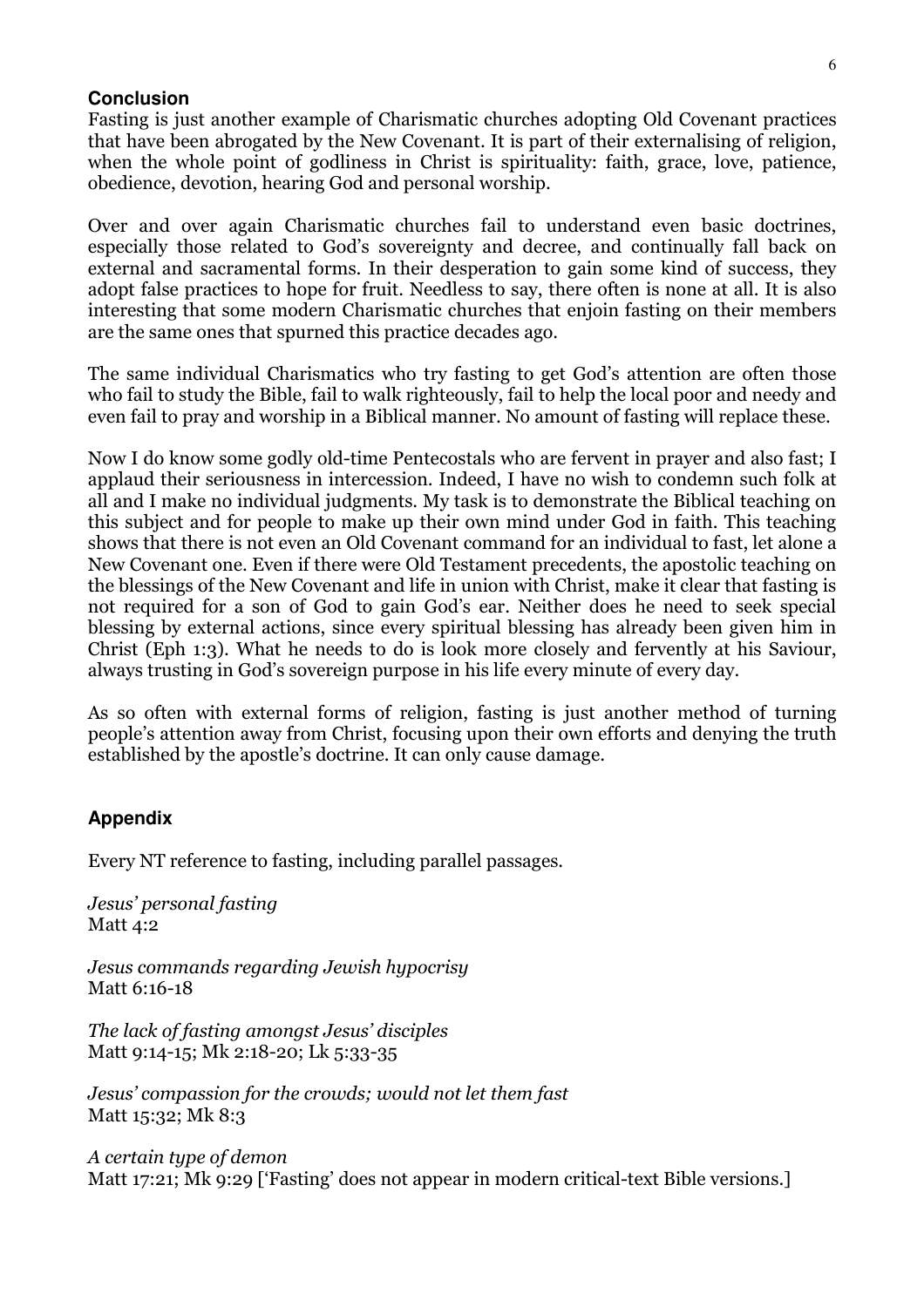## Conclusion

Fasting is just another example of Charismatic churches adopting Old Covenant practices that have been abrogated by the New Covenant. It is part of their externalising of religion, when the whole point of godliness in Christ is spirituality: faith, grace, love, patience, obedience, devotion, hearing God and personal worship.

Over and over again Charismatic churches fail to understand even basic doctrines, especially those related to God's sovereignty and decree, and continually fall back on external and sacramental forms. In their desperation to gain some kind of success, they adopt false practices to hope for fruit. Needless to say, there often is none at all. It is also interesting that some modern Charismatic churches that enjoin fasting on their members are the same ones that spurned this practice decades ago.

The same individual Charismatics who try fasting to get God's attention are often those who fail to study the Bible, fail to walk righteously, fail to help the local poor and needy and even fail to pray and worship in a Biblical manner. No amount of fasting will replace these.

Now I do know some godly old-time Pentecostals who are fervent in prayer and also fast; I applaud their seriousness in intercession. Indeed, I have no wish to condemn such folk at all and I make no individual judgments. My task is to demonstrate the Biblical teaching on this subject and for people to make up their own mind under God in faith. This teaching shows that there is not even an Old Covenant command for an individual to fast, let alone a New Covenant one. Even if there were Old Testament precedents, the apostolic teaching on the blessings of the New Covenant and life in union with Christ, make it clear that fasting is not required for a son of God to gain God's ear. Neither does he need to seek special blessing by external actions, since every spiritual blessing has already been given him in Christ (Eph 1:3). What he needs to do is look more closely and fervently at his Saviour, always trusting in God's sovereign purpose in his life every minute of every day.

As so often with external forms of religion, fasting is just another method of turning people's attention away from Christ, focusing upon their own efforts and denying the truth established by the apostle's doctrine. It can only cause damage.

## Appendix

Every NT reference to fasting, including parallel passages.

*Jesus' personal fasting*
Matt 4:2

*Jesus commands regarding Jewish hypocrisy*
Matt 6:16-18

*The lack of fasting amongst Jesus' disciples*
Matt 9:14-15; Mk 2:18-20; Lk 5:33-35

*Jesus' compassion for the crowds; would not let them fast*
Matt 15:32; Mk 8:3

*A certain type of demon*
Matt 17:21; Mk 9:29 ['Fasting' does not appear in modern critical-text Bible versions.]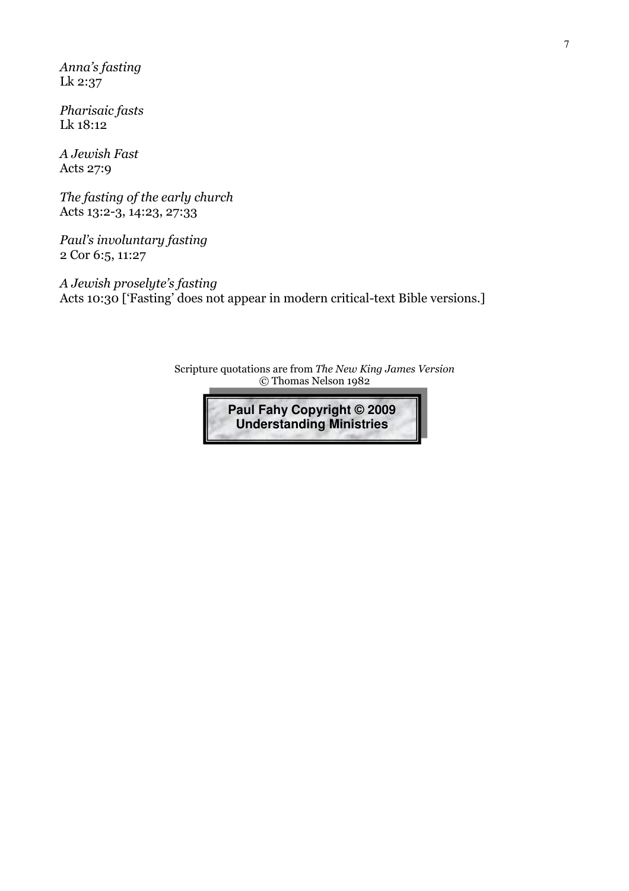*Anna's fasting*
Lk 2:37

*Pharisaic fasts*
Lk 18:12

*A Jewish Fast*
Acts 27:9

*The fasting of the early church*
Acts 13:2-3, 14:23, 27:33

*Paul's involuntary fasting*
2 Cor 6:5, 11:27

*A Jewish proselyte's fasting*
Acts 10:30 ['Fasting' does not appear in modern critical-text Bible versions.]

Scripture quotations are from *The New King James Version*
© Thomas Nelson 1982

**Paul Fahy Copyright © 2009**
**Understanding Ministries**